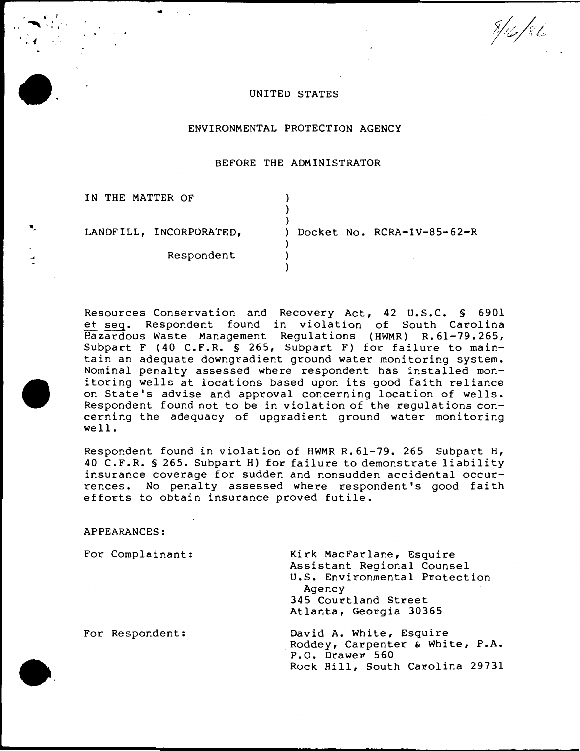8/16/86

UNITED STATES

ENVIRONMENTAL PROTECTION AGENCY

BEFORE THE ADMINISTRATOR

IN THE MATTER OF

LANDFILL, INCORPORATED,

Respondent

Docket No. RCRA-IV-85-62-R

Resources Conservation and Recovery Act, 42 U.S.C. § 6901 et seq. Respondent found in violation of South Carolina Hazardous Waste Management Regulations (HWMR) R.61-79.265, Subpart F (40 C.F.R. § 265, Subpart F) for failure to maintain an adequate downgradient ground water monitoring system. Nominal penalty assessed where respondent has installed monitoring wells at locations based upon its good faith reliance on State's advise and approval concerning location of wells. Respondent found not to be in violation of the regulations concerning the adequacy of upgradient ground water monitoring well.

Respondent found in violation of HWMR R.61-79. 265 Subpart H, 40 C.F.R. § 265. Subpart H) for failure to demonstrate liability insurance coverage for sudden and nonsudden accidental occurrences. No penalty assessed where respondent's good faith efforts to obtain insurance proved futile.

APPEARANCES:

For Complainant:

Kirk MacFarlane, Esquire
Assistant Regional Counsel
U.S. Environmental Protection Agency
345 Courtland Street
Atlanta, Georgia 30365

For Respondent:

David A. White, Esquire
Roddey, Carpenter & White, P.A.
P.O. Drawer 560
Rock Hill, South Carolina 29731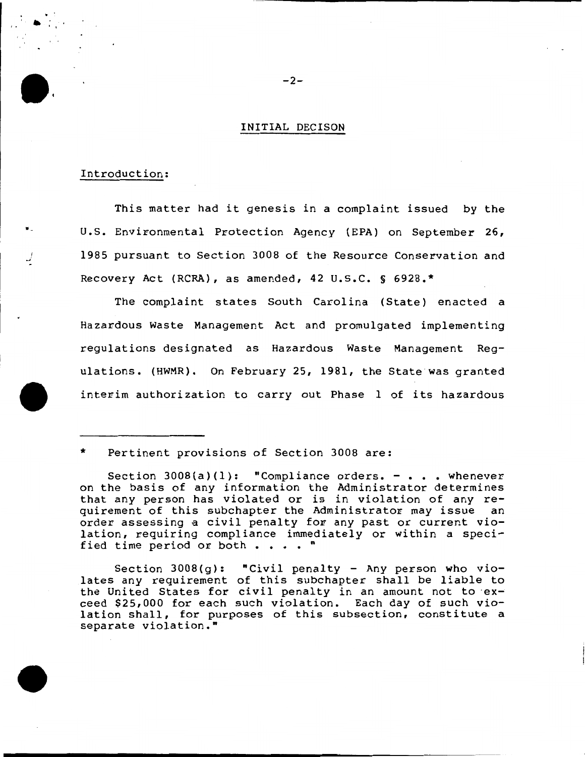## INITIAL DECISON

### Introduction:

This matter had it genesis in a complaint issued by the U.S. Environmental Protection Agency (EPA) on September 26, 1985 pursuant to Section 3008 of the Resource Conservation and Recovery Act (RCRA), as amended, 42 U.S.C. § 6928.*

The complaint states South Carolina (State) enacted a Hazardous Waste Management Act and promulgated implementing regulations designated as Hazardous Waste Management Regulations. (HWMR). On February 25, 1981, the State was granted interim authorization to carry out Phase 1 of its hazardous

---

\* Pertinent provisions of Section 3008 are:

Section 3008(a)(1): "Compliance orders. - . . . whenever on the basis of any information the Administrator determines that any person has violated or is in violation of any requirement of this subchapter the Administrator may issue an order assessing a civil penalty for any past or current violation, requiring compliance immediately or within a specified time period or both . . . . "

Section 3008(g): "Civil penalty - Any person who violates any requirement of this subchapter shall be liable to the United States for civil penalty in an amount not to exceed $25,000 for each such violation. Each day of such violation shall, for purposes of this subsection, constitute a separate violation."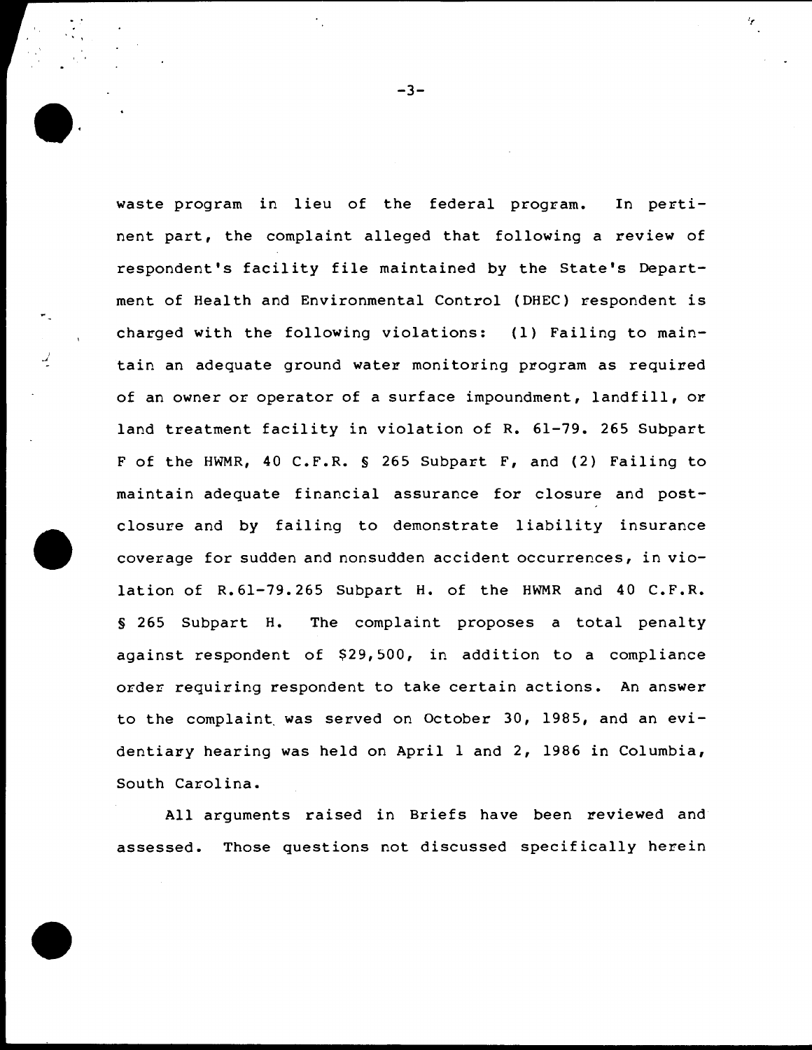waste program in lieu of the federal program. In pertinent part, the complaint alleged that following a review of respondent's facility file maintained by the State's Department of Health and Environmental Control (DHEC) respondent is charged with the following violations: (1) Failing to maintain an adequate ground water monitoring program as required of an owner or operator of a surface impoundment, landfill, or land treatment facility in violation of R. 61-79. 265 Subpart F of the HWMR, 40 C.F.R. § 265 Subpart F, and (2) Failing to maintain adequate financial assurance for closure and post-closure and by failing to demonstrate liability insurance coverage for sudden and nonsudden accident occurrences, in violation of R.61-79.265 Subpart H. of the HWMR and 40 C.F.R. § 265 Subpart H. The complaint proposes a total penalty against respondent of $29,500, in addition to a compliance order requiring respondent to take certain actions. An answer to the complaint was served on October 30, 1985, and an evidentiary hearing was held on April 1 and 2, 1986 in Columbia, South Carolina.

All arguments raised in Briefs have been reviewed and assessed. Those questions not discussed specifically herein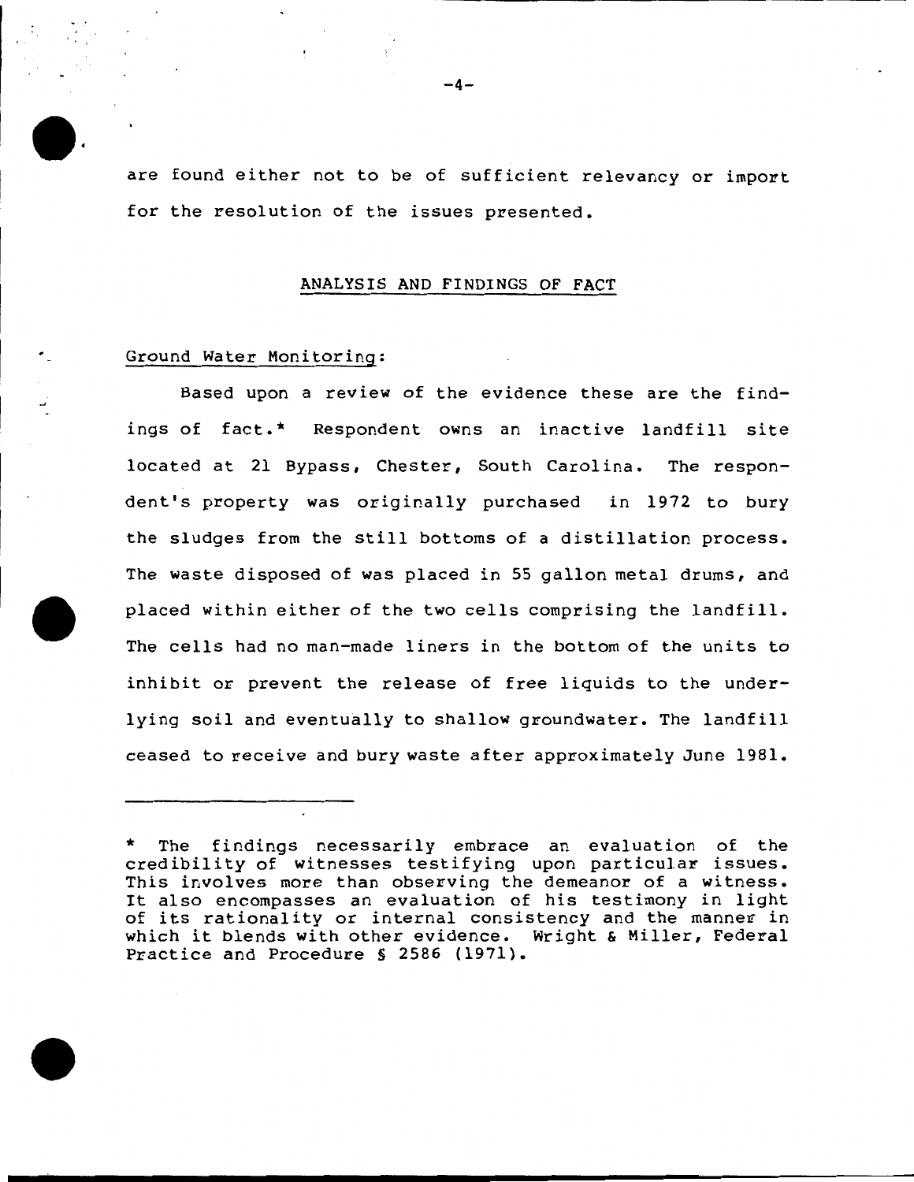are found either not to be of sufficient relevancy or import for the resolution of the issues presented.

## ANALYSIS AND FINDINGS OF FACT

Ground Water Monitoring:

Based upon a review of the evidence these are the findings of fact.* Respondent owns an inactive landfill site located at 21 Bypass, Chester, South Carolina. The respondent's property was originally purchased in 1972 to bury the sludges from the still bottoms of a distillation process. The waste disposed of was placed in 55 gallon metal drums, and placed within either of the two cells comprising the landfill. The cells had no man-made liners in the bottom of the units to inhibit or prevent the release of free liquids to the underlying soil and eventually to shallow groundwater. The landfill ceased to receive and bury waste after approximately June 1981.

---

* The findings necessarily embrace an evaluation of the credibility of witnesses testifying upon particular issues. This involves more than observing the demeanor of a witness. It also encompasses an evaluation of his testimony in light of its rationality or internal consistency and the manner in which it blends with other evidence. Wright & Miller, Federal Practice and Procedure § 2586 (1971).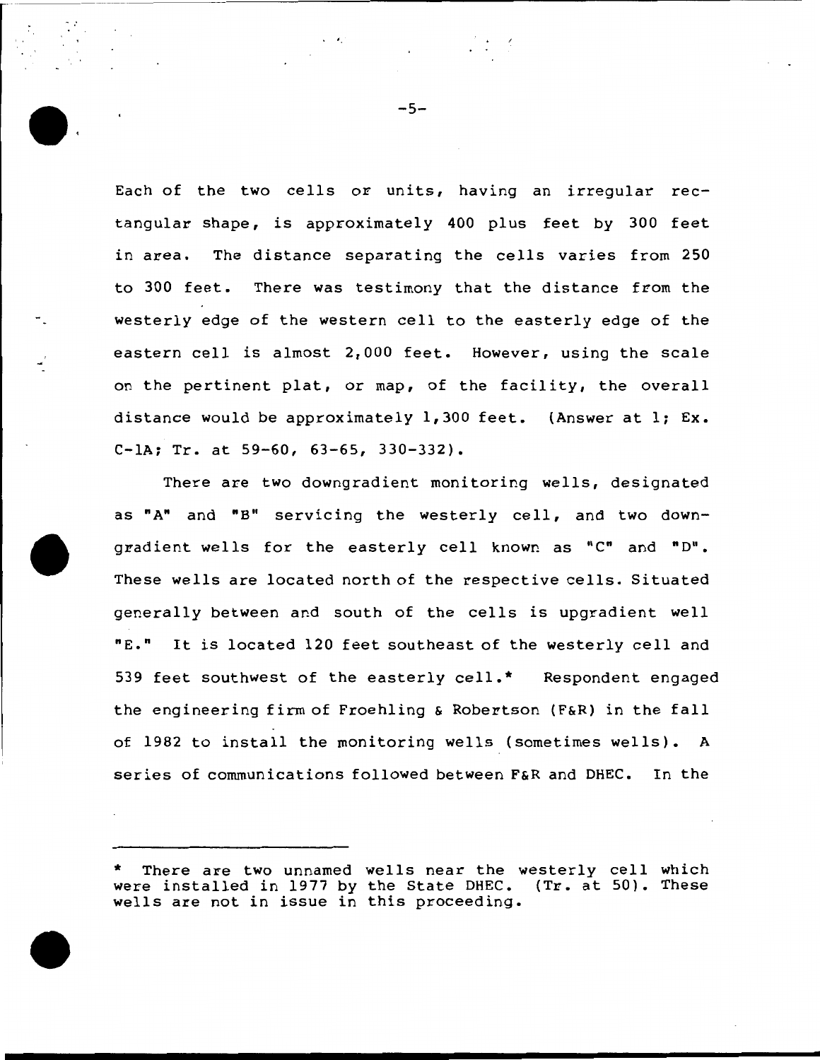Each of the two cells or units, having an irregular rectangular shape, is approximately 400 plus feet by 300 feet in area. The distance separating the cells varies from 250 to 300 feet. There was testimony that the distance from the westerly edge of the western cell to the easterly edge of the eastern cell is almost 2,000 feet. However, using the scale on the pertinent plat, or map, of the facility, the overall distance would be approximately 1,300 feet. (Answer at 1; Ex. C-1A; Tr. at 59-60, 63-65, 330-332).

There are two downgradient monitoring wells, designated as "A" and "B" servicing the westerly cell, and two downgradient wells for the easterly cell known as "C" and "D". These wells are located north of the respective cells. Situated generally between and south of the cells is upgradient well "E." It is located 120 feet southeast of the westerly cell and 539 feet southwest of the easterly cell.* Respondent engaged the engineering firm of Froehling & Robertson (F&R) in the fall of 1982 to install the monitoring wells (sometimes wells). A series of communications followed between F&R and DHEC. In the

---

\* There are two unnamed wells near the westerly cell which were installed in 1977 by the State DHEC. (Tr. at 50). These wells are not in issue in this proceeding.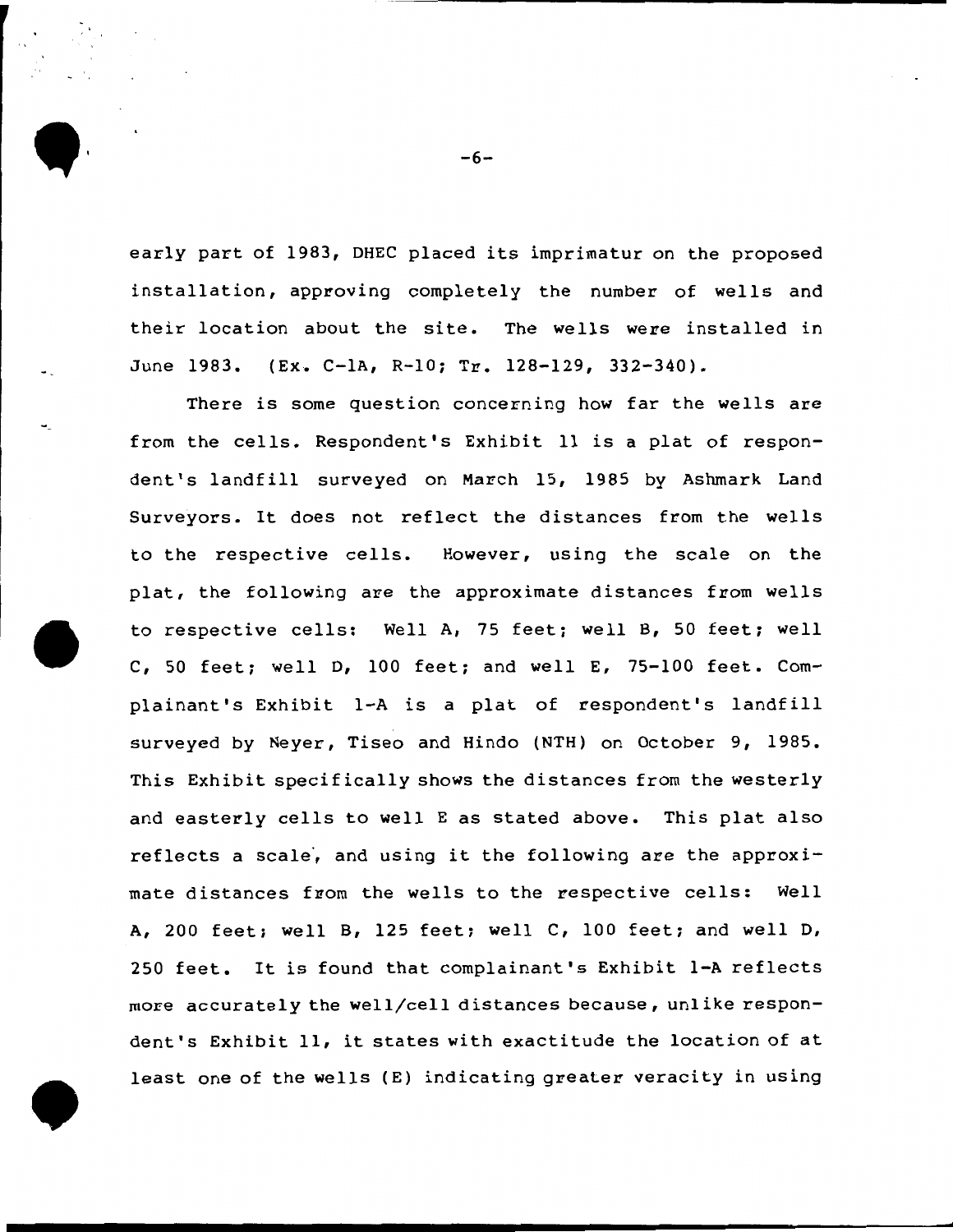early part of 1983, DHEC placed its imprimatur on the proposed installation, approving completely the number of wells and their location about the site. The wells were installed in June 1983. (Ex. C-1A, R-10; Tr. 128-129, 332-340).

There is some question concerning how far the wells are from the cells. Respondent's Exhibit 11 is a plat of respondent's landfill surveyed on March 15, 1985 by Ashmark Land Surveyors. It does not reflect the distances from the wells to the respective cells. However, using the scale on the plat, the following are the approximate distances from wells to respective cells: Well A, 75 feet; well B, 50 feet; well C, 50 feet; well D, 100 feet; and well E, 75-100 feet. Complainant's Exhibit 1-A is a plat of respondent's landfill surveyed by Neyer, Tiseo and Hindo (NTH) on October 9, 1985. This Exhibit specifically shows the distances from the westerly and easterly cells to well E as stated above. This plat also reflects a scale, and using it the following are the approximate distances from the wells to the respective cells: Well A, 200 feet; well B, 125 feet; well C, 100 feet; and well D, 250 feet. It is found that complainant's Exhibit 1-A reflects more accurately the well/cell distances because, unlike respondent's Exhibit 11, it states with exactitude the location of at least one of the wells (E) indicating greater veracity in using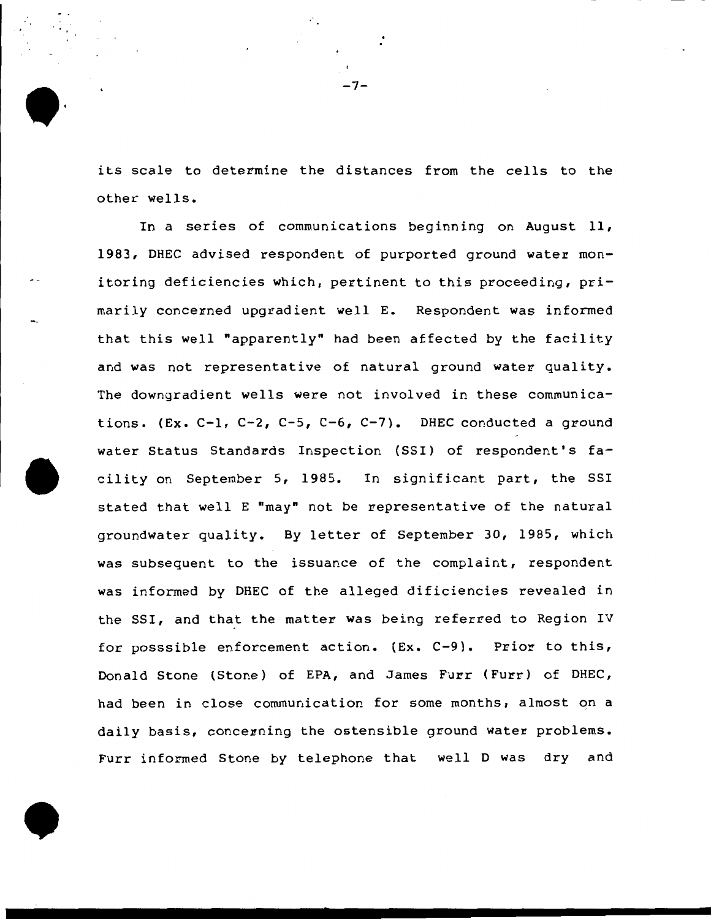its scale to determine the distances from the cells to the other wells.

In a series of communications beginning on August 11, 1983, DHEC advised respondent of purported ground water monitoring deficiencies which, pertinent to this proceeding, primarily concerned upgradient well E. Respondent was informed that this well "apparently" had been affected by the facility and was not representative of natural ground water quality. The downgradient wells were not involved in these communications. (Ex. C-1, C-2, C-5, C-6, C-7). DHEC conducted a ground water Status Standards Inspection (SSI) of respondent's facility on September 5, 1985. In significant part, the SSI stated that well E "may" not be representative of the natural groundwater quality. By letter of September 30, 1985, which was subsequent to the issuance of the complaint, respondent was informed by DHEC of the alleged dificiencies revealed in the SSI, and that the matter was being referred to Region IV for posssible enforcement action. (Ex. C-9). Prior to this, Donald Stone (Stone) of EPA, and James Furr (Furr) of DHEC, had been in close communication for some months, almost on a daily basis, concerning the ostensible ground water problems. Furr informed Stone by telephone that well D was dry and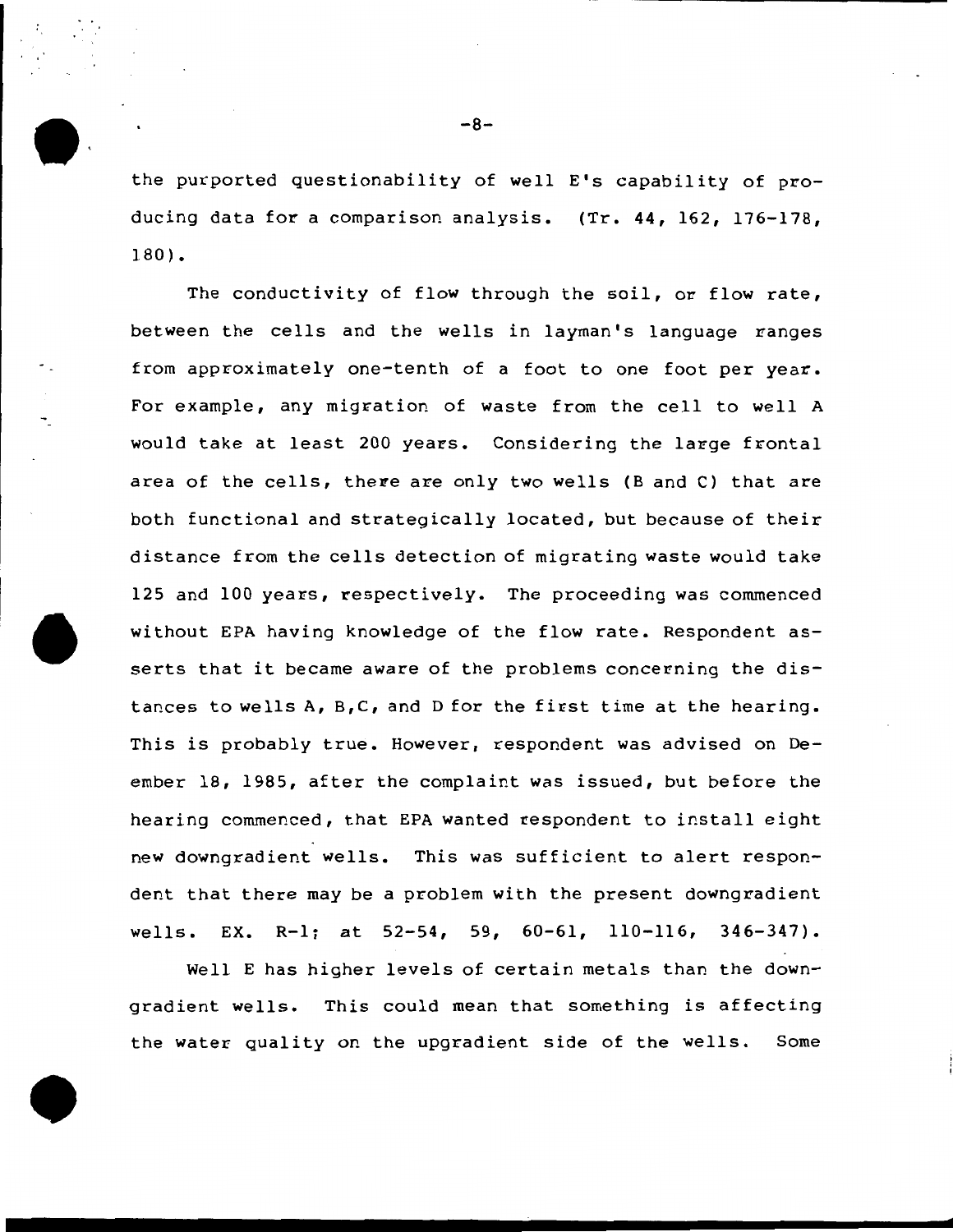the purported questionability of well E's capability of producing data for a comparison analysis. (Tr. 44, 162, 176-178, 180).

The conductivity of flow through the soil, or flow rate, between the cells and the wells in layman's language ranges from approximately one-tenth of a foot to one foot per year. For example, any migration of waste from the cell to well A would take at least 200 years. Considering the large frontal area of the cells, there are only two wells (B and C) that are both functional and strategically located, but because of their distance from the cells detection of migrating waste would take 125 and 100 years, respectively. The proceeding was commenced without EPA having knowledge of the flow rate. Respondent asserts that it became aware of the problems concerning the distances to wells A, B,C, and D for the first time at the hearing. This is probably true. However, respondent was advised on Deember 18, 1985, after the complaint was issued, but before the hearing commenced, that EPA wanted respondent to install eight new downgradient wells. This was sufficient to alert respondent that there may be a problem with the present downgradient wells. EX. R-1; at 52-54, 59, 60-61, 110-116, 346-347).

Well E has higher levels of certain metals than the downgradient wells. This could mean that something is affecting the water quality on the upgradient side of the wells. Some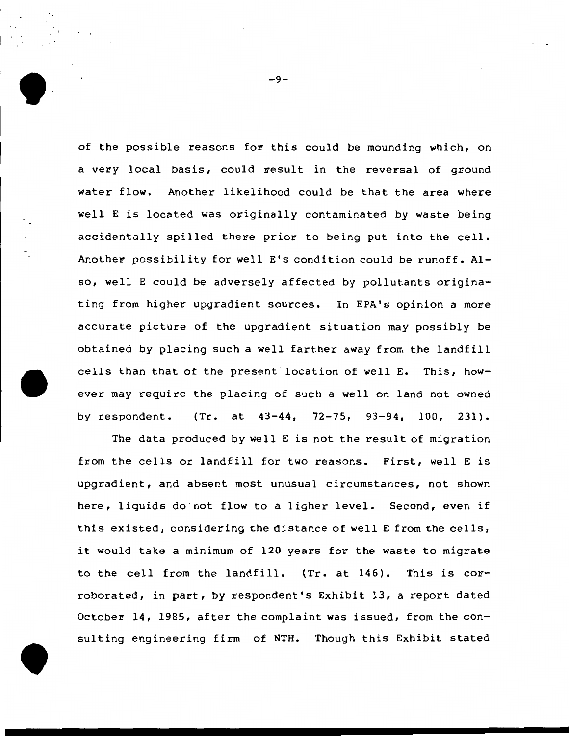of the possible reasons for this could be mounding which, on a very local basis, could result in the reversal of ground water flow. Another likelihood could be that the area where well E is located was originally contaminated by waste being accidentally spilled there prior to being put into the cell. Another possibility for well E's condition could be runoff. Also, well E could be adversely affected by pollutants originating from higher upgradient sources. In EPA's opinion a more accurate picture of the upgradient situation may possibly be obtained by placing such a well farther away from the landfill cells than that of the present location of well E. This, however may require the placing of such a well on land not owned by respondent. (Tr. at 43-44, 72-75, 93-94, 100, 231).

The data produced by well E is not the result of migration from the cells or landfill for two reasons. First, well E is upgradient, and absent most unusual circumstances, not shown here, liquids do not flow to a ligher level. Second, even if this existed, considering the distance of well E from the cells, it would take a minimum of 120 years for the waste to migrate to the cell from the landfill. (Tr. at 146). This is corroborated, in part, by respondent's Exhibit 13, a report dated October 14, 1985, after the complaint was issued, from the consulting engineering firm of NTH. Though this Exhibit stated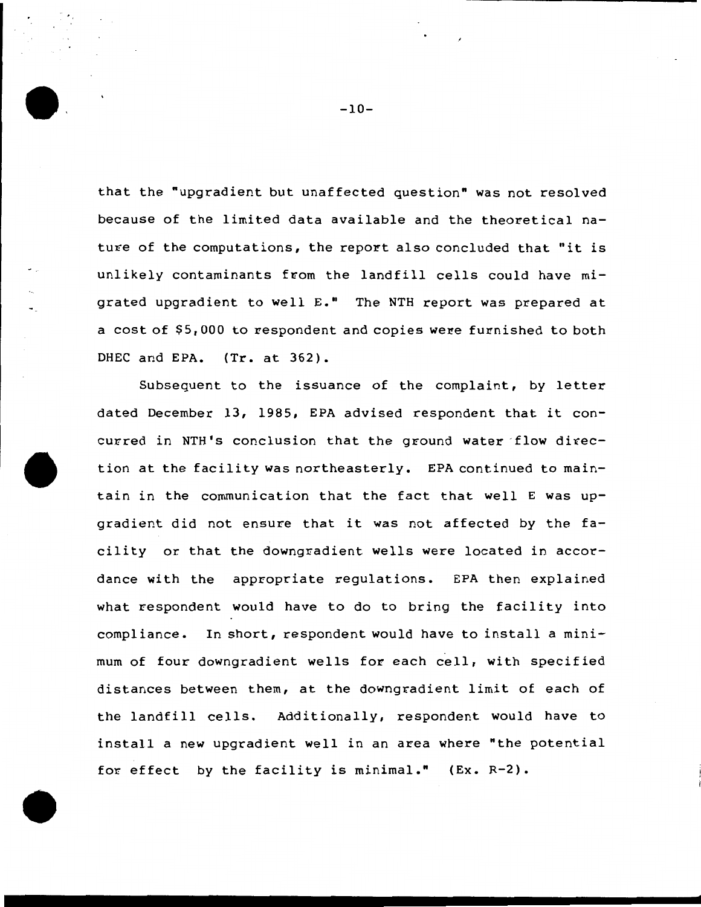that the "upgradient but unaffected question" was not resolved because of the limited data available and the theoretical nature of the computations, the report also concluded that "it is unlikely contaminants from the landfill cells could have migrated upgradient to well E." The NTH report was prepared at a cost of $5,000 to respondent and copies were furnished to both DHEC and EPA. (Tr. at 362).

Subsequent to the issuance of the complaint, by letter dated December 13, 1985, EPA advised respondent that it concurred in NTH's conclusion that the ground water flow direction at the facility was northeasterly. EPA continued to maintain in the communication that the fact that well E was upgradient did not ensure that it was not affected by the facility or that the downgradient wells were located in accordance with the appropriate regulations. EPA then explained what respondent would have to do to bring the facility into compliance. In short, respondent would have to install a minimum of four downgradient wells for each cell, with specified distances between them, at the downgradient limit of each of the landfill cells. Additionally, respondent would have to install a new upgradient well in an area where "the potential for effect by the facility is minimal." (Ex. R-2).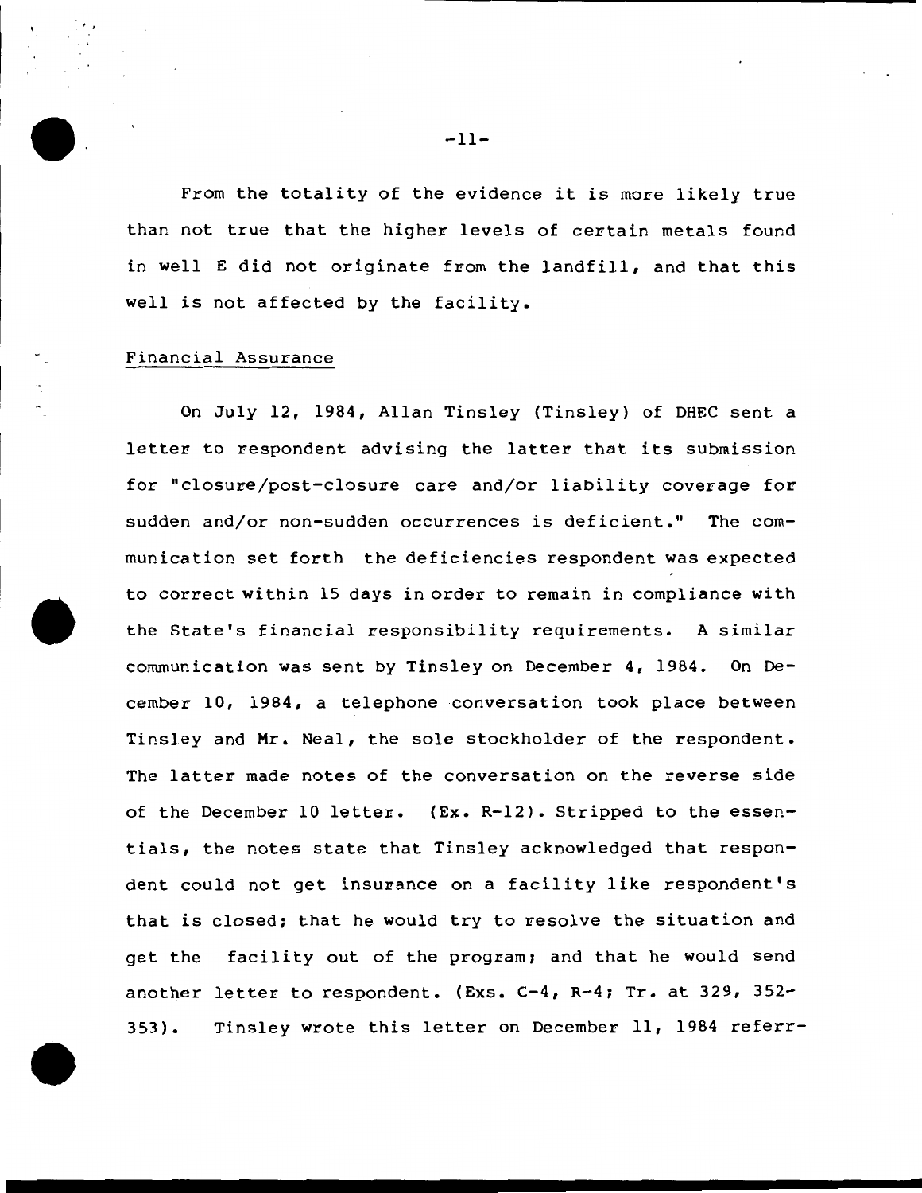From the totality of the evidence it is more likely true than not true that the higher levels of certain metals found in well E did not originate from the landfill, and that this well is not affected by the facility.

Financial Assurance

On July 12, 1984, Allan Tinsley (Tinsley) of DHEC sent a letter to respondent advising the latter that its submission for "closure/post-closure care and/or liability coverage for sudden and/or non-sudden occurrences is deficient." The communication set forth the deficiencies respondent was expected to correct within 15 days in order to remain in compliance with the State's financial responsibility requirements. A similar communication was sent by Tinsley on December 4, 1984. On December 10, 1984, a telephone conversation took place between Tinsley and Mr. Neal, the sole stockholder of the respondent. The latter made notes of the conversation on the reverse side of the December 10 letter. (Ex. R-12). Stripped to the essentials, the notes state that Tinsley acknowledged that respondent could not get insurance on a facility like respondent's that is closed; that he would try to resolve the situation and get the facility out of the program; and that he would send another letter to respondent. (Exs. C-4, R-4; Tr. at 329, 352-353). Tinsley wrote this letter on December 11, 1984 referr-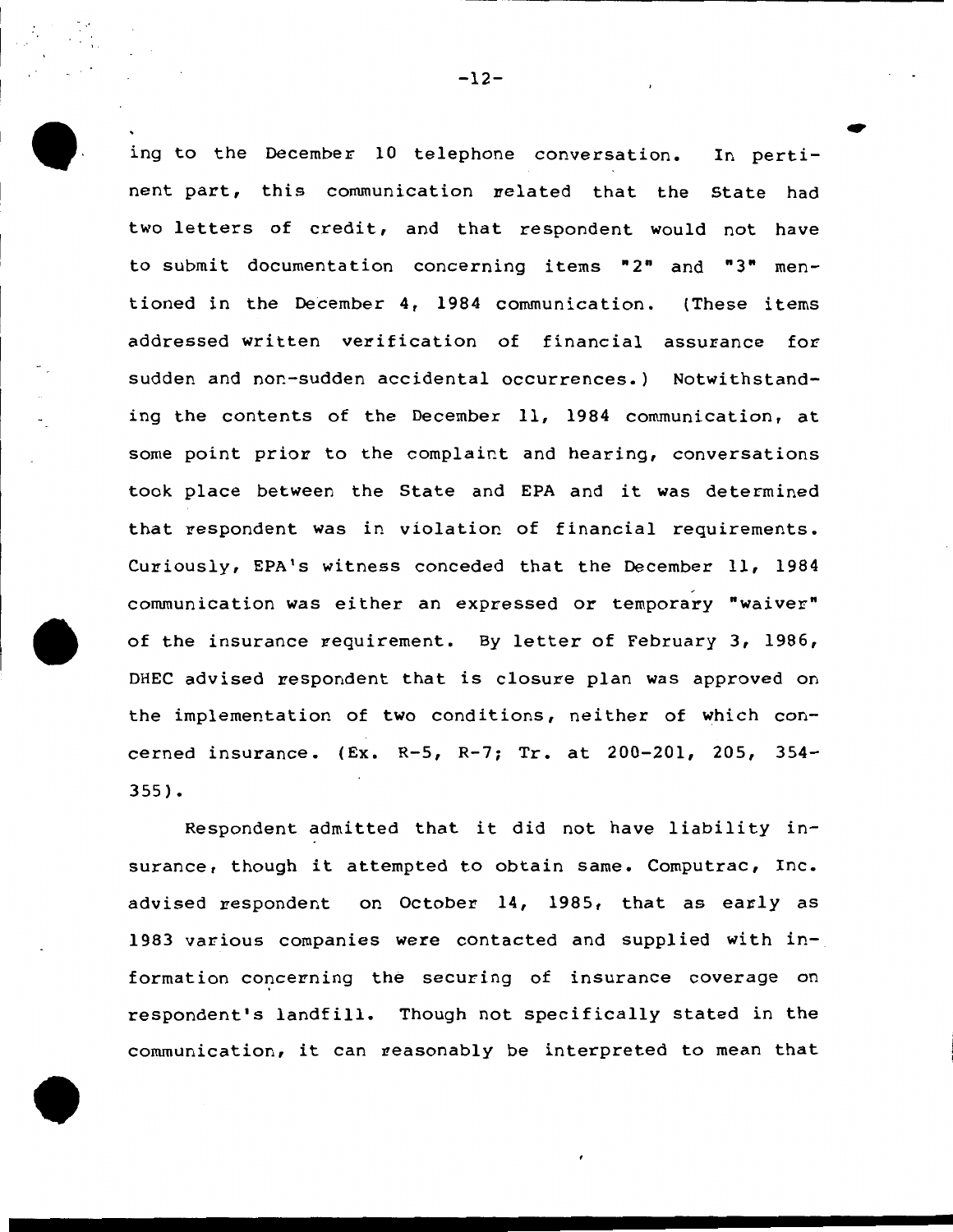ing to the December 10 telephone conversation. In pertinent part, this communication related that the State had two letters of credit, and that respondent would not have to submit documentation concerning items "2" and "3" mentioned in the December 4, 1984 communication. (These items addressed written verification of financial assurance for sudden and non-sudden accidental occurrences.) Notwithstanding the contents of the December 11, 1984 communication, at some point prior to the complaint and hearing, conversations took place between the State and EPA and it was determined that respondent was in violation of financial requirements. Curiously, EPA's witness conceded that the December 11, 1984 communication was either an expressed or temporary "waiver" of the insurance requirement. By letter of February 3, 1986, DHEC advised respondent that is closure plan was approved on the implementation of two conditions, neither of which concerned insurance. (Ex. R-5, R-7; Tr. at 200-201, 205, 354-355).

Respondent admitted that it did not have liability insurance, though it attempted to obtain same. Computrac, Inc. advised respondent on October 14, 1985, that as early as 1983 various companies were contacted and supplied with information concerning the securing of insurance coverage on respondent's landfill. Though not specifically stated in the communication, it can reasonably be interpreted to mean that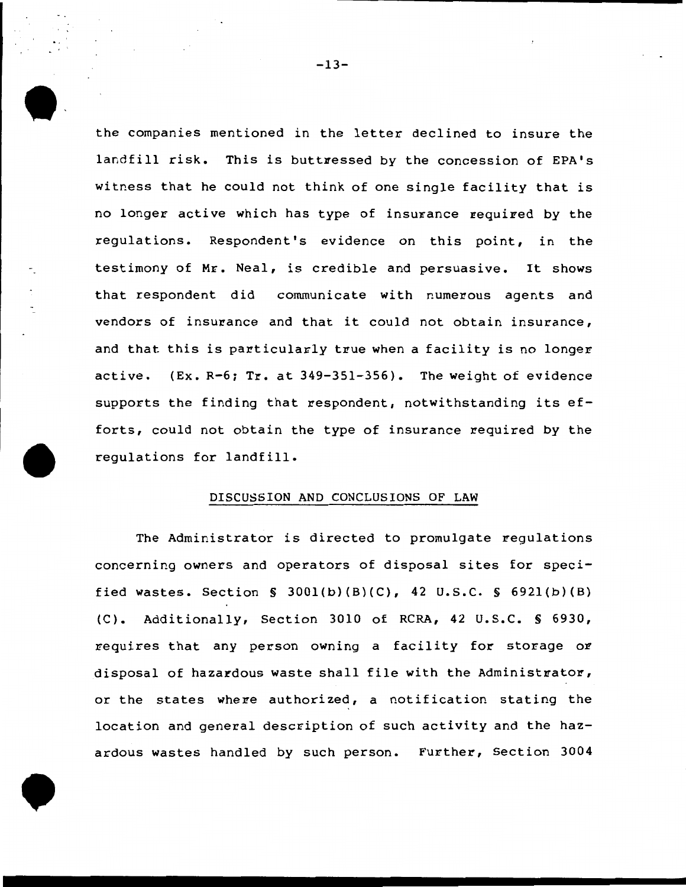the companies mentioned in the letter declined to insure the landfill risk. This is buttressed by the concession of EPA's witness that he could not think of one single facility that is no longer active which has type of insurance required by the regulations. Respondent's evidence on this point, in the testimony of Mr. Neal, is credible and persuasive. It shows that respondent did communicate with numerous agents and vendors of insurance and that it could not obtain insurance, and that this is particularly true when a facility is no longer active. (Ex. R-6; Tr. at 349-351-356). The weight of evidence supports the finding that respondent, notwithstanding its efforts, could not obtain the type of insurance required by the regulations for landfill.

## DISCUSSION AND CONCLUSIONS OF LAW

The Administrator is directed to promulgate regulations concerning owners and operators of disposal sites for specified wastes. Section § 3001(b)(B)(C), 42 U.S.C. § 6921(b)(B)(C). Additionally, Section 3010 of RCRA, 42 U.S.C. § 6930, requires that any person owning a facility for storage or disposal of hazardous waste shall file with the Administrator, or the states where authorized, a notification stating the location and general description of such activity and the hazardous wastes handled by such person. Further, Section 3004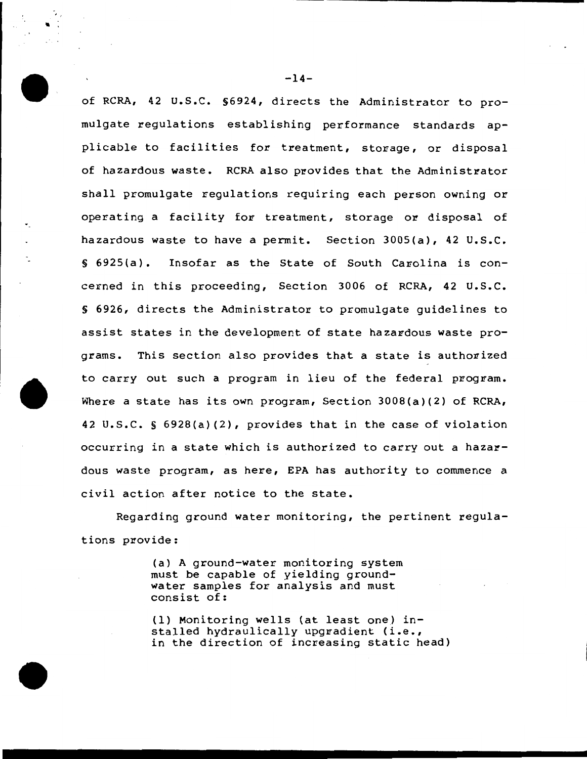of RCRA, 42 U.S.C. §6924, directs the Administrator to promulgate regulations establishing performance standards applicable to facilities for treatment, storage, or disposal of hazardous waste. RCRA also provides that the Administrator shall promulgate regulations requiring each person owning or operating a facility for treatment, storage or disposal of hazardous waste to have a permit. Section 3005(a), 42 U.S.C. § 6925(a). Insofar as the State of South Carolina is concerned in this proceeding, Section 3006 of RCRA, 42 U.S.C. § 6926, directs the Administrator to promulgate guidelines to assist states in the development of state hazardous waste programs. This section also provides that a state is authorized to carry out such a program in lieu of the federal program. Where a state has its own program, Section 3008(a)(2) of RCRA, 42 U.S.C. § 6928(a)(2), provides that in the case of violation occurring in a state which is authorized to carry out a hazardous waste program, as here, EPA has authority to commence a civil action after notice to the state.

Regarding ground water monitoring, the pertinent regulations provide:

> (a) A ground-water monitoring system must be capable of yielding ground-water samples for analysis and must consist of:
>
> (1) Monitoring wells (at least one) installed hydraulically upgradient (i.e., in the direction of increasing static head)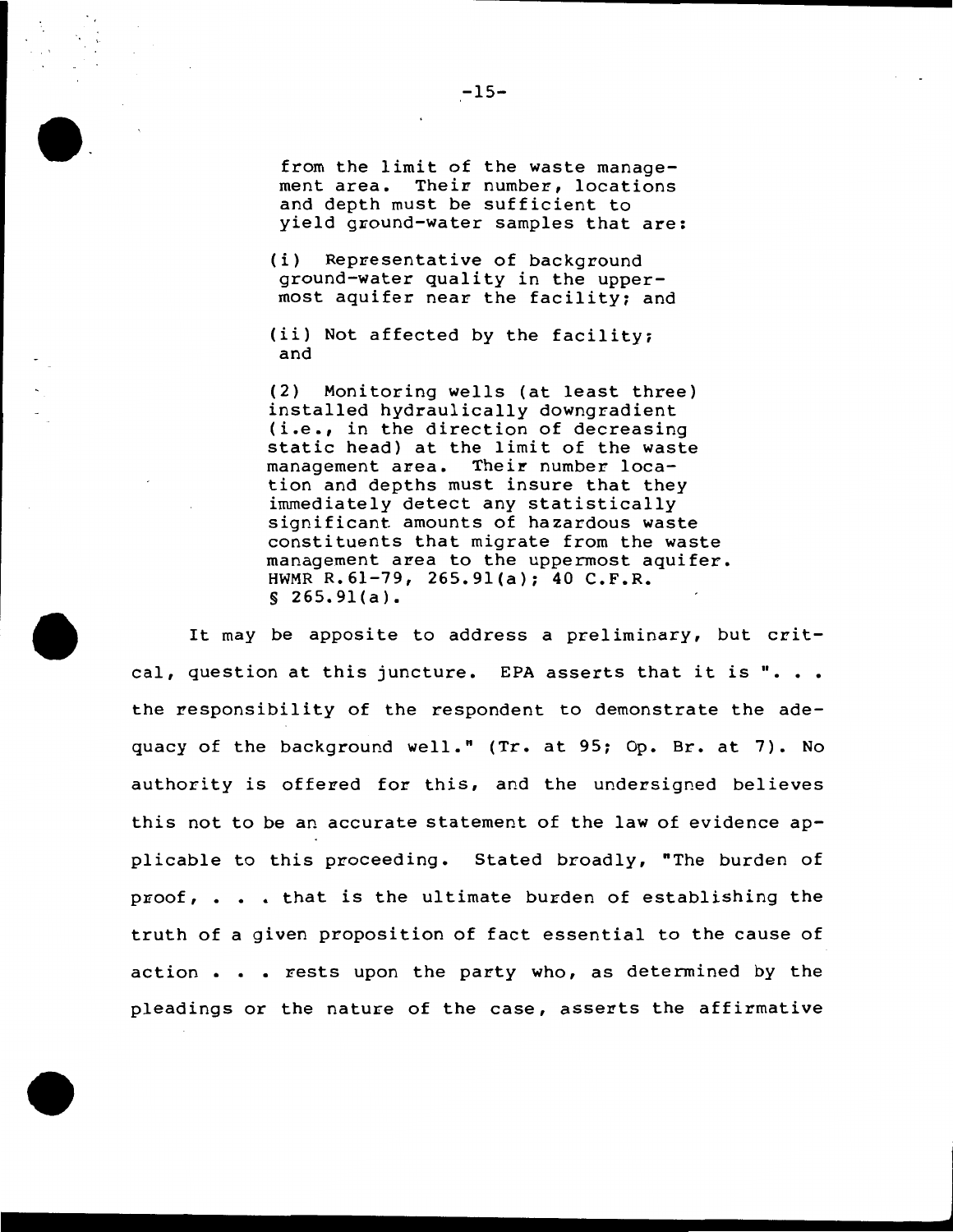> from the limit of the waste management area. Their number, locations and depth must be sufficient to yield ground-water samples that are:
>
> (i) Representative of background ground-water quality in the uppermost aquifer near the facility; and
>
> (ii) Not affected by the facility; and
>
> (2) Monitoring wells (at least three) installed hydraulically downgradient (i.e., in the direction of decreasing static head) at the limit of the waste management area. Their number location and depths must insure that they immediately detect any statistically significant amounts of hazardous waste constituents that migrate from the waste management area to the uppermost aquifer. HWMR R.61-79, 265.91(a); 40 C.F.R. § 265.91(a).

It may be apposite to address a preliminary, but critical, question at this juncture. EPA asserts that it is ". . . the responsibility of the respondent to demonstrate the adequacy of the background well." (Tr. at 95; Op. Br. at 7). No authority is offered for this, and the undersigned believes this not to be an accurate statement of the law of evidence applicable to this proceeding. Stated broadly, "The burden of proof, . . . that is the ultimate burden of establishing the truth of a given proposition of fact essential to the cause of action . . . rests upon the party who, as determined by the pleadings or the nature of the case, asserts the affirmative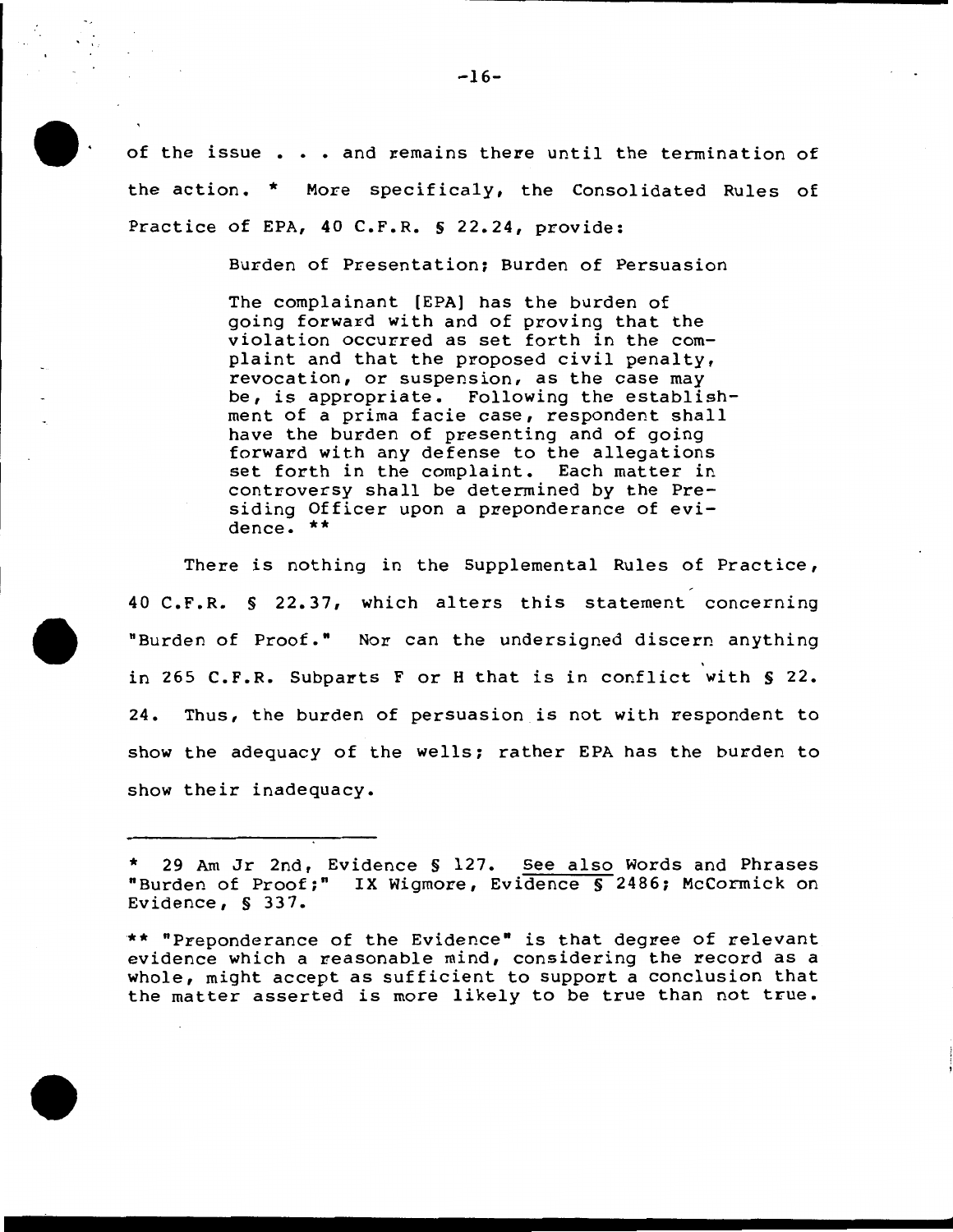of the issue . . . and remains there until the termination of the action. * More specificaly, the Consolidated Rules of Practice of EPA, 40 C.F.R. § 22.24, provide:

> Burden of Presentation; Burden of Persuasion
>
> The complainant [EPA] has the burden of going forward with and of proving that the violation occurred as set forth in the complaint and that the proposed civil penalty, revocation, or suspension, as the case may be, is appropriate. Following the establishment of a prima facie case, respondent shall have the burden of presenting and of going forward with any defense to the allegations set forth in the complaint. Each matter in controversy shall be determined by the Presiding Officer upon a preponderance of evidence. **

There is nothing in the Supplemental Rules of Practice, 40 C.F.R. § 22.37, which alters this statement concerning "Burden of Proof." Nor can the undersigned discern anything in 265 C.F.R. Subparts F or H that is in conflict with § 22. 24. Thus, the burden of persuasion is not with respondent to show the adequacy of the wells; rather EPA has the burden to show their inadequacy.

---

\* 29 Am Jr 2nd, Evidence § 127. <u>See also</u> Words and Phrases "Burden of Proof;" IX Wigmore, Evidence § 2486; McCormick on Evidence, § 337.

\*\* "Preponderance of the Evidence" is that degree of relevant evidence which a reasonable mind, considering the record as a whole, might accept as sufficient to support a conclusion that the matter asserted is more likely to be true than not true.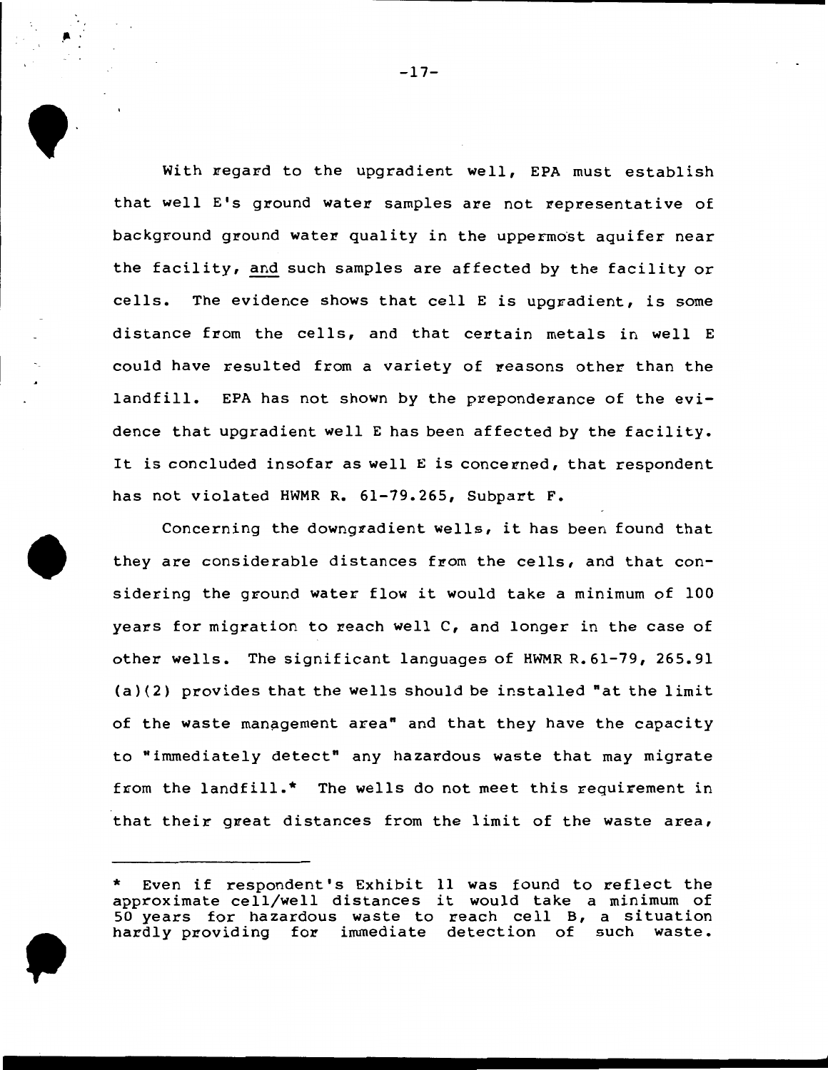With regard to the upgradient well, EPA must establish that well E's ground water samples are not representative of background ground water quality in the uppermost aquifer near the facility, and such samples are affected by the facility or cells. The evidence shows that cell E is upgradient, is some distance from the cells, and that certain metals in well E could have resulted from a variety of reasons other than the landfill. EPA has not shown by the preponderance of the evidence that upgradient well E has been affected by the facility. It is concluded insofar as well E is concerned, that respondent has not violated HWMR R. 61-79.265, Subpart F.

Concerning the downgradient wells, it has been found that they are considerable distances from the cells, and that considering the ground water flow it would take a minimum of 100 years for migration to reach well C, and longer in the case of other wells. The significant languages of HWMR R.61-79, 265.91 (a)(2) provides that the wells should be installed "at the limit of the waste management area" and that they have the capacity to "immediately detect" any hazardous waste that may migrate from the landfill.* The wells do not meet this requirement in that their great distances from the limit of the waste area,

---

\* Even if respondent's Exhibit 11 was found to reflect the approximate cell/well distances it would take a minimum of 50 years for hazardous waste to reach cell B, a situation hardly providing for immediate detection of such waste.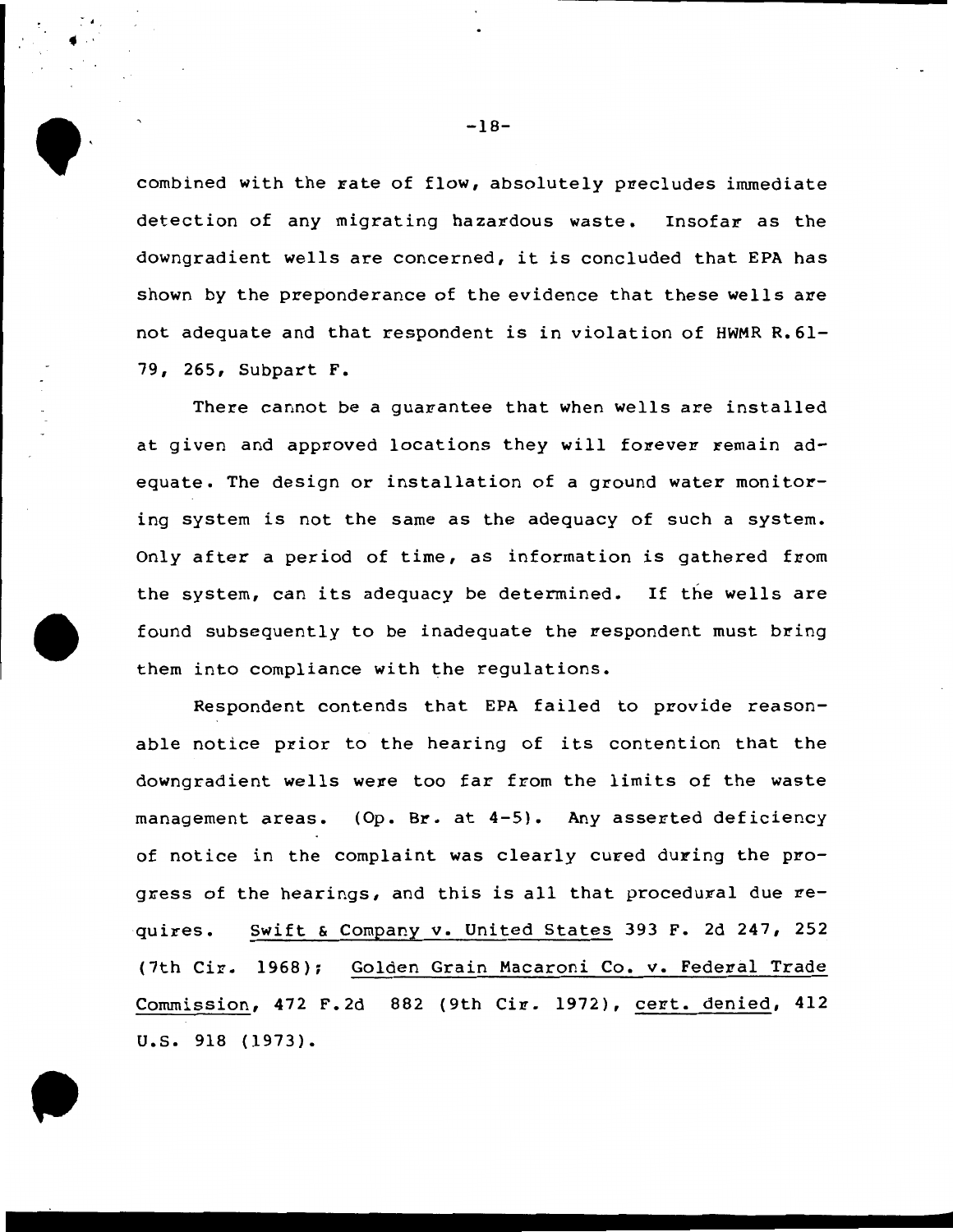combined with the rate of flow, absolutely precludes immediate detection of any migrating hazardous waste. Insofar as the downgradient wells are concerned, it is concluded that EPA has shown by the preponderance of the evidence that these wells are not adequate and that respondent is in violation of HWMR R.61-79, 265, Subpart F.

There cannot be a guarantee that when wells are installed at given and approved locations they will forever remain adequate. The design or installation of a ground water monitoring system is not the same as the adequacy of such a system. Only after a period of time, as information is gathered from the system, can its adequacy be determined. If the wells are found subsequently to be inadequate the respondent must bring them into compliance with the regulations.

Respondent contends that EPA failed to provide reasonable notice prior to the hearing of its contention that the downgradient wells were too far from the limits of the waste management areas. (Op. Br. at 4-5). Any asserted deficiency of notice in the complaint was clearly cured during the progress of the hearings, and this is all that procedural due requires. Swift & Company v. United States 393 F. 2d 247, 252 (7th Cir. 1968); Golden Grain Macaroni Co. v. Federal Trade Commission, 472 F.2d 882 (9th Cir. 1972), cert. denied, 412 U.S. 918 (1973).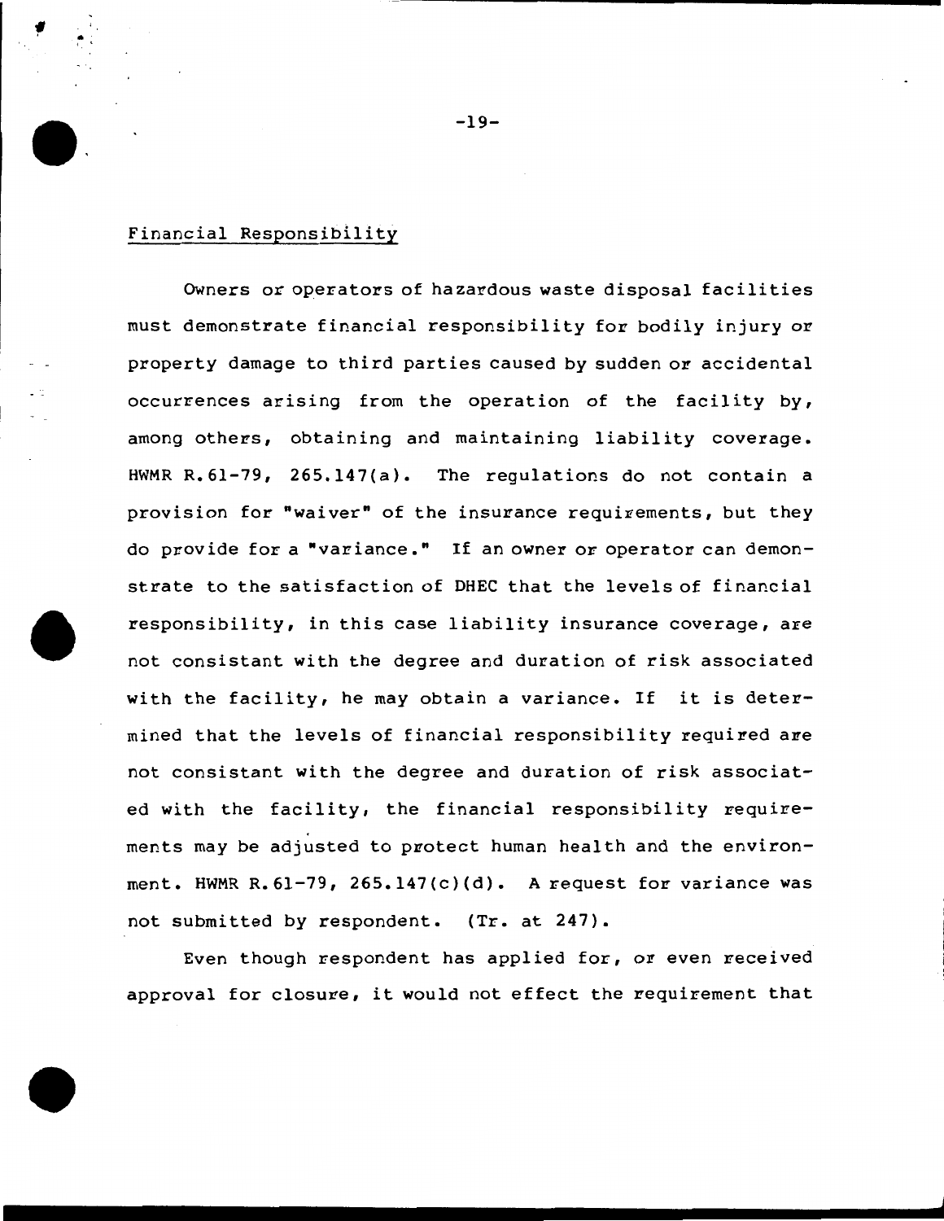Financial Responsibility

Owners or operators of hazardous waste disposal facilities must demonstrate financial responsibility for bodily injury or property damage to third parties caused by sudden or accidental occurrences arising from the operation of the facility by, among others, obtaining and maintaining liability coverage. HWMR R.61-79, 265.147(a). The regulations do not contain a provision for "waiver" of the insurance requirements, but they do provide for a "variance." If an owner or operator can demonstrate to the satisfaction of DHEC that the levels of financial responsibility, in this case liability insurance coverage, are not consistant with the degree and duration of risk associated with the facility, he may obtain a variance. If it is determined that the levels of financial responsibility required are not consistant with the degree and duration of risk associated with the facility, the financial responsibility requirements may be adjusted to protect human health and the environment. HWMR R.61-79, 265.147(c)(d). A request for variance was not submitted by respondent. (Tr. at 247).

Even though respondent has applied for, or even received approval for closure, it would not effect the requirement that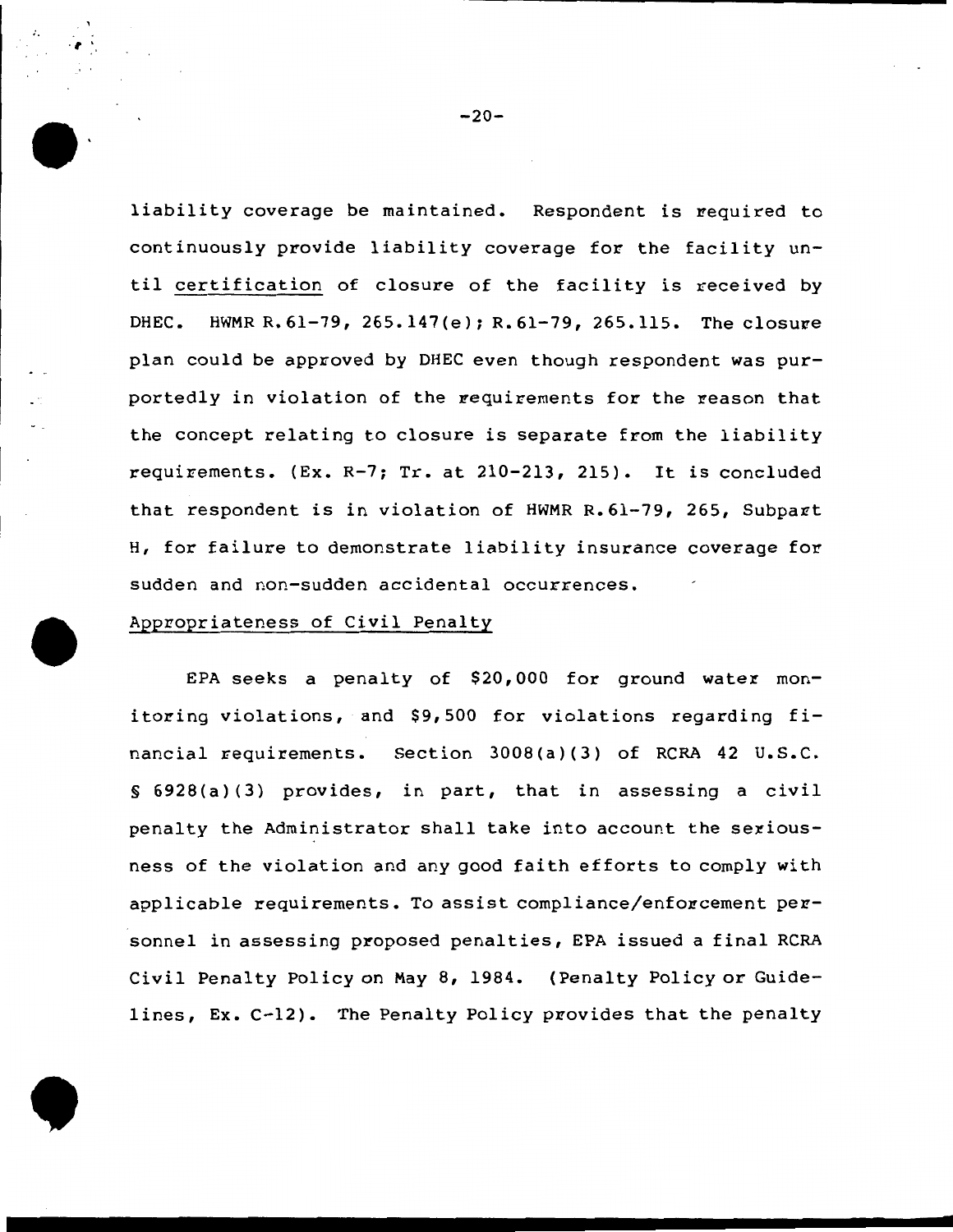liability coverage be maintained. Respondent is required to continuously provide liability coverage for the facility until certification of closure of the facility is received by DHEC. HWMR R.61-79, 265.147(e); R.61-79, 265.115. The closure plan could be approved by DHEC even though respondent was purportedly in violation of the requirements for the reason that the concept relating to closure is separate from the liability requirements. (Ex. R-7; Tr. at 210-213, 215). It is concluded that respondent is in violation of HWMR R.61-79, 265, Subpart H, for failure to demonstrate liability insurance coverage for sudden and non-sudden accidental occurrences.

Appropriateness of Civil Penalty

EPA seeks a penalty of $20,000 for ground water monitoring violations, and $9,500 for violations regarding financial requirements. Section 3008(a)(3) of RCRA 42 U.S.C. § 6928(a)(3) provides, in part, that in assessing a civil penalty the Administrator shall take into account the seriousness of the violation and any good faith efforts to comply with applicable requirements. To assist compliance/enforcement personnel in assessing proposed penalties, EPA issued a final RCRA Civil Penalty Policy on May 8, 1984. (Penalty Policy or Guidelines, Ex. C-12). The Penalty Policy provides that the penalty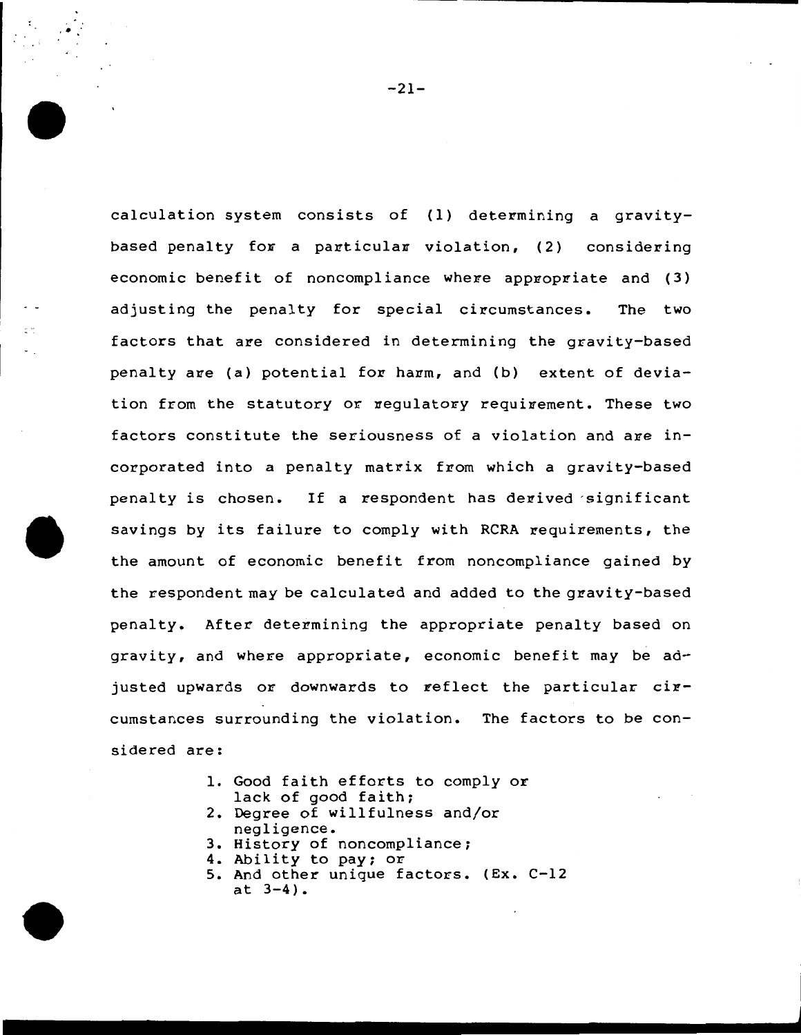calculation system consists of (1) determining a gravity-based penalty for a particular violation, (2) considering economic benefit of noncompliance where appropriate and (3) adjusting the penalty for special circumstances. The two factors that are considered in determining the gravity-based penalty are (a) potential for harm, and (b) extent of deviation from the statutory or regulatory requirement. These two factors constitute the seriousness of a violation and are incorporated into a penalty matrix from which a gravity-based penalty is chosen. If a respondent has derived significant savings by its failure to comply with RCRA requirements, the the amount of economic benefit from noncompliance gained by the respondent may be calculated and added to the gravity-based penalty. After determining the appropriate penalty based on gravity, and where appropriate, economic benefit may be adjusted upwards or downwards to reflect the particular circumstances surrounding the violation. The factors to be considered are:

1. Good faith efforts to comply or lack of good faith;
2. Degree of willfulness and/or negligence.
3. History of noncompliance;
4. Ability to pay; or
5. And other unique factors. (Ex. C-12 at 3-4).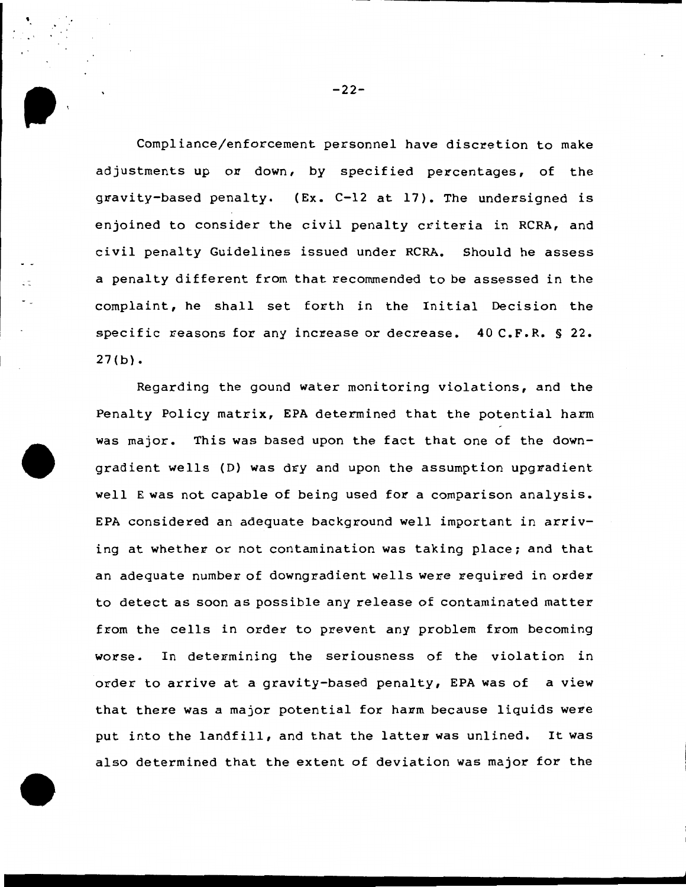Compliance/enforcement personnel have discretion to make adjustments up or down, by specified percentages, of the gravity-based penalty. (Ex. C-12 at 17). The undersigned is enjoined to consider the civil penalty criteria in RCRA, and civil penalty Guidelines issued under RCRA. Should he assess a penalty different from that recommended to be assessed in the complaint, he shall set forth in the Initial Decision the specific reasons for any increase or decrease. 40 C.F.R. § 22. 27(b).

Regarding the gound water monitoring violations, and the Penalty Policy matrix, EPA determined that the potential harm was major. This was based upon the fact that one of the downgradient wells (D) was dry and upon the assumption upgradient well E was not capable of being used for a comparison analysis. EPA considered an adequate background well important in arriving at whether or not contamination was taking place; and that an adequate number of downgradient wells were required in order to detect as soon as possible any release of contaminated matter from the cells in order to prevent any problem from becoming worse. In determining the seriousness of the violation in order to arrive at a gravity-based penalty, EPA was of a view that there was a major potential for harm because liquids were put into the landfill, and that the latter was unlined. It was also determined that the extent of deviation was major for the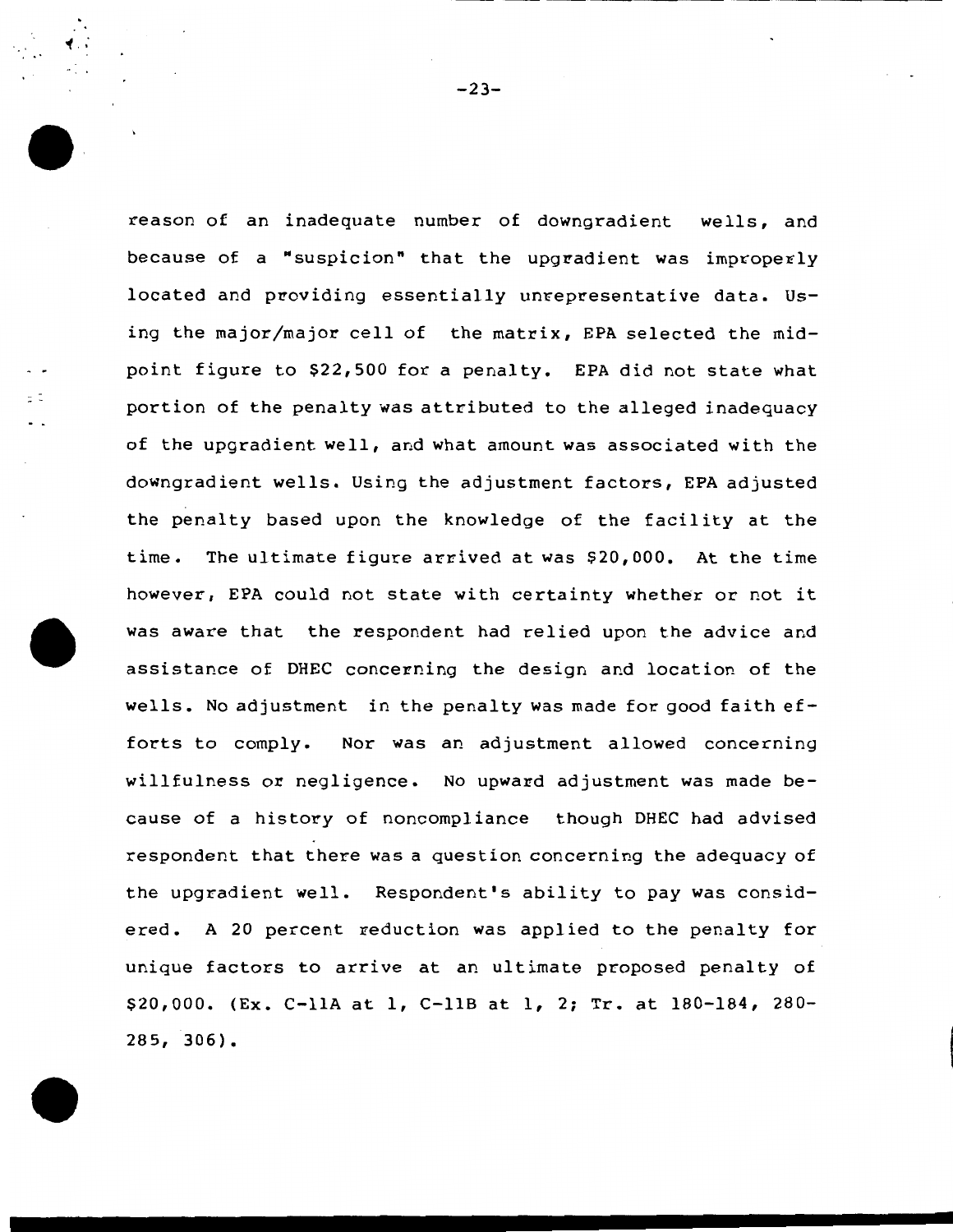reason of an inadequate number of downgradient wells, and because of a "suspicion" that the upgradient was improperly located and providing essentially unrepresentative data. Using the major/major cell of the matrix, EPA selected the midpoint figure to $22,500 for a penalty. EPA did not state what portion of the penalty was attributed to the alleged inadequacy of the upgradient well, and what amount was associated with the downgradient wells. Using the adjustment factors, EPA adjusted the penalty based upon the knowledge of the facility at the time. The ultimate figure arrived at was $20,000. At the time however, EPA could not state with certainty whether or not it was aware that the respondent had relied upon the advice and assistance of DHEC concerning the design and location of the wells. No adjustment in the penalty was made for good faith efforts to comply. Nor was an adjustment allowed concerning willfulness or negligence. No upward adjustment was made because of a history of noncompliance though DHEC had advised respondent that there was a question concerning the adequacy of the upgradient well. Respondent's ability to pay was considered. A 20 percent reduction was applied to the penalty for unique factors to arrive at an ultimate proposed penalty of $20,000. (Ex. C-11A at 1, C-11B at 1, 2; Tr. at 180-184, 280-285, 306).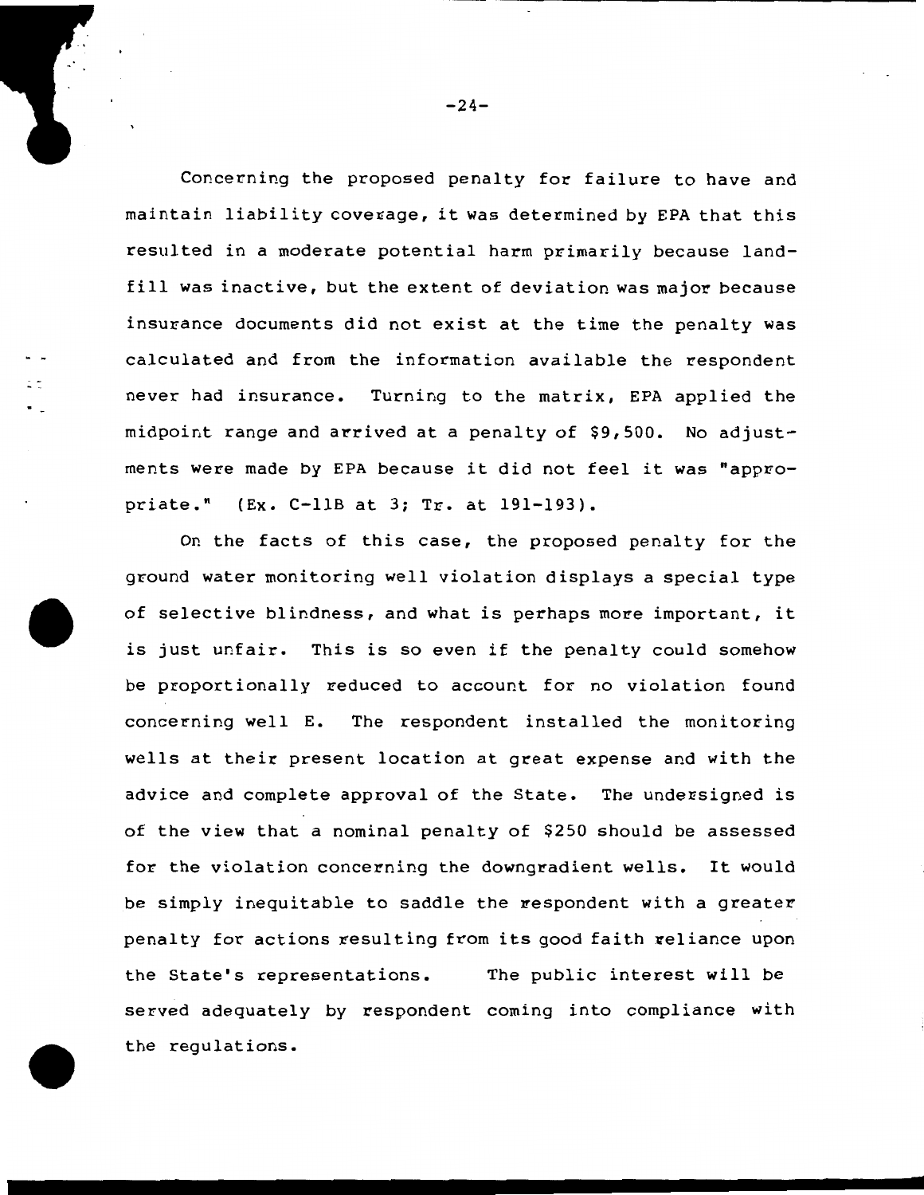Concerning the proposed penalty for failure to have and maintain liability coverage, it was determined by EPA that this resulted in a moderate potential harm primarily because landfill was inactive, but the extent of deviation was major because insurance documents did not exist at the time the penalty was calculated and from the information available the respondent never had insurance. Turning to the matrix, EPA applied the midpoint range and arrived at a penalty of $9,500. No adjustments were made by EPA because it did not feel it was "appropriate." (Ex. C-11B at 3; Tr. at 191-193).

On the facts of this case, the proposed penalty for the ground water monitoring well violation displays a special type of selective blindness, and what is perhaps more important, it is just unfair. This is so even if the penalty could somehow be proportionally reduced to account for no violation found concerning well E. The respondent installed the monitoring wells at their present location at great expense and with the advice and complete approval of the State. The undersigned is of the view that a nominal penalty of $250 should be assessed for the violation concerning the downgradient wells. It would be simply inequitable to saddle the respondent with a greater penalty for actions resulting from its good faith reliance upon the State's representations. The public interest will be served adequately by respondent coming into compliance with the regulations.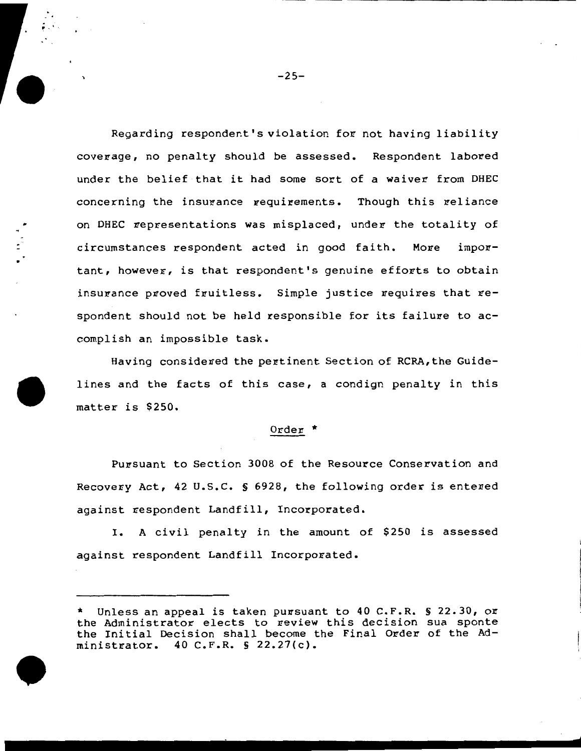Regarding respondent's violation for not having liability coverage, no penalty should be assessed. Respondent labored under the belief that it had some sort of a waiver from DHEC concerning the insurance requirements. Though this reliance on DHEC representations was misplaced, under the totality of circumstances respondent acted in good faith. More important, however, is that respondent's genuine efforts to obtain insurance proved fruitless. Simple justice requires that respondent should not be held responsible for its failure to accomplish an impossible task.

Having considered the pertinent Section of RCRA, the Guidelines and the facts of this case, a condign penalty in this matter is $250.

Order *

Pursuant to Section 3008 of the Resource Conservation and Recovery Act, 42 U.S.C. § 6928, the following order is entered against respondent Landfill, Incorporated.

I. A civil penalty in the amount of $250 is assessed against respondent Landfill Incorporated.

---

* Unless an appeal is taken pursuant to 40 C.F.R. § 22.30, or the Administrator elects to review this decision sua sponte the Initial Decision shall become the Final Order of the Administrator. 40 C.F.R. § 22.27(c).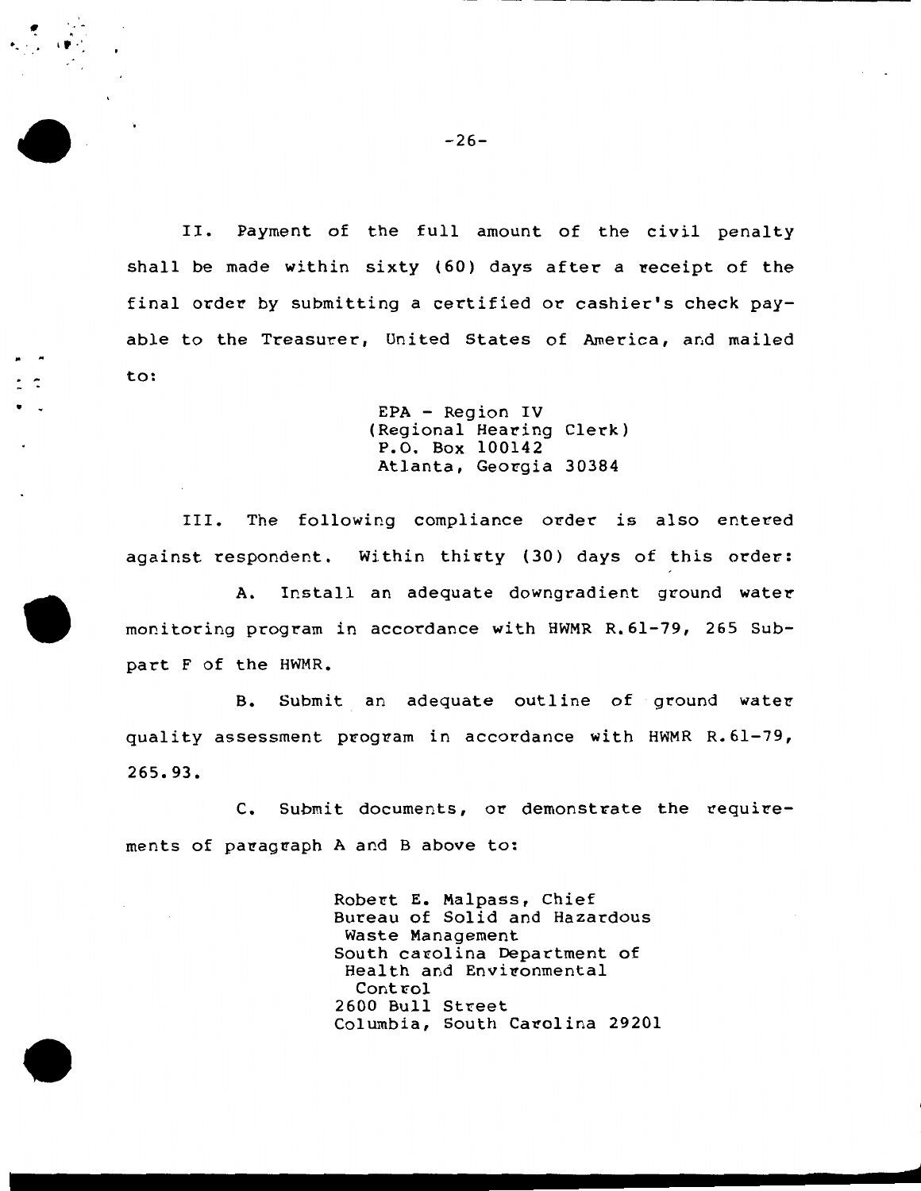II. Payment of the full amount of the civil penalty shall be made within sixty (60) days after a receipt of the final order by submitting a certified or cashier's check payable to the Treasurer, United States of America, and mailed to:

> EPA - Region IV
> (Regional Hearing Clerk)
> P.O. Box 100142
> Atlanta, Georgia 30384

III. The following compliance order is also entered against respondent. Within thirty (30) days of this order:

A. Install an adequate downgradient ground water monitoring program in accordance with HWMR R.61-79, 265 Subpart F of the HWMR.

B. Submit an adequate outline of ground water quality assessment program in accordance with HWMR R.61-79, 265.93.

C. Submit documents, or demonstrate the requirements of paragraph A and B above to:

> Robert E. Malpass, Chief
> Bureau of Solid and Hazardous Waste Management
> South carolina Department of Health and Environmental Control
> 2600 Bull Street
> Columbia, South Carolina 29201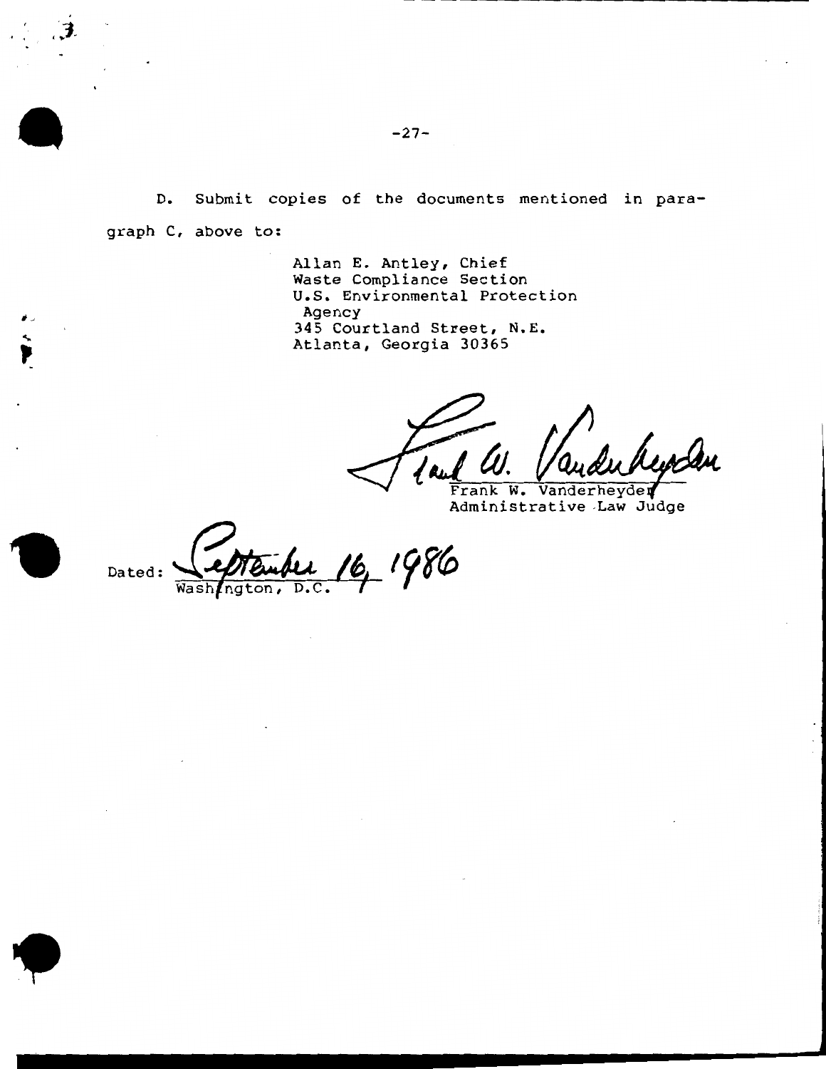D. Submit copies of the documents mentioned in paragraph C, above to:

Allan E. Antley, Chief
Waste Compliance Section
U.S. Environmental Protection Agency
345 Courtland Street, N.E.
Atlanta, Georgia 30365

Frank W. Vanderheyden
Administrative Law Judge

Dated: September 16, 1986
Washington, D.C.